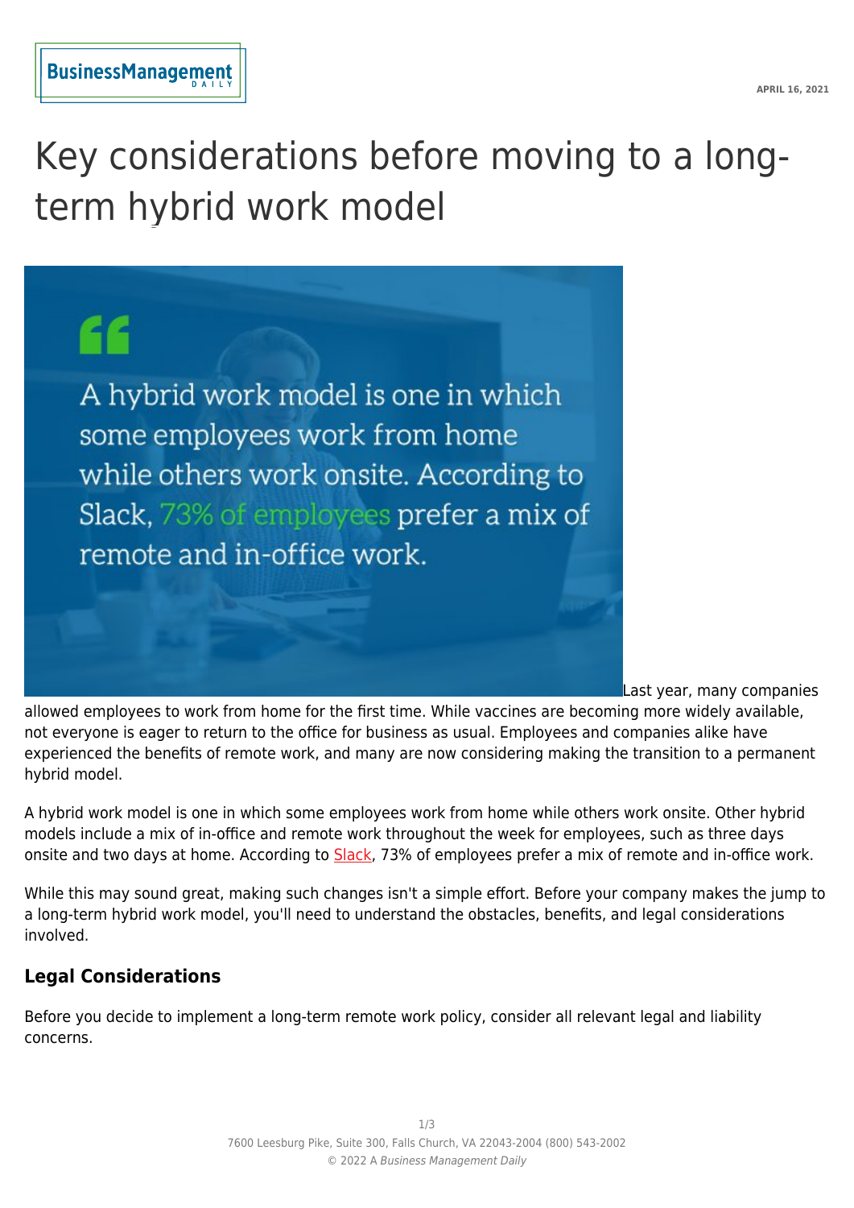APRIL 16, 2021

# Key considerations before moving to a long-term hybrid work model

Last year, many companies allowed employees to work from home for the first time. While vaccines are becoming more widely available, not everyone is eager to return to the office for business as usual. Employees and companies alike have experienced the benefits of remote work, and many are now considering making the transition to a permanent hybrid model.

A hybrid work model is one in which some employees work from home while others work onsite. Other hybrid models include a mix of in-office and remote work throughout the week for employees, such as three days onsite and two days at home. According to Slack, 73% of employees prefer a mix of remote and in-office work.

While this may sound great, making such changes isn't a simple effort. Before your company makes the jump to a long-term hybrid work model, you'll need to understand the obstacles, benefits, and legal considerations involved.

## Legal Considerations

Before you decide to implement a long-term remote work policy, consider all relevant legal and liability concerns.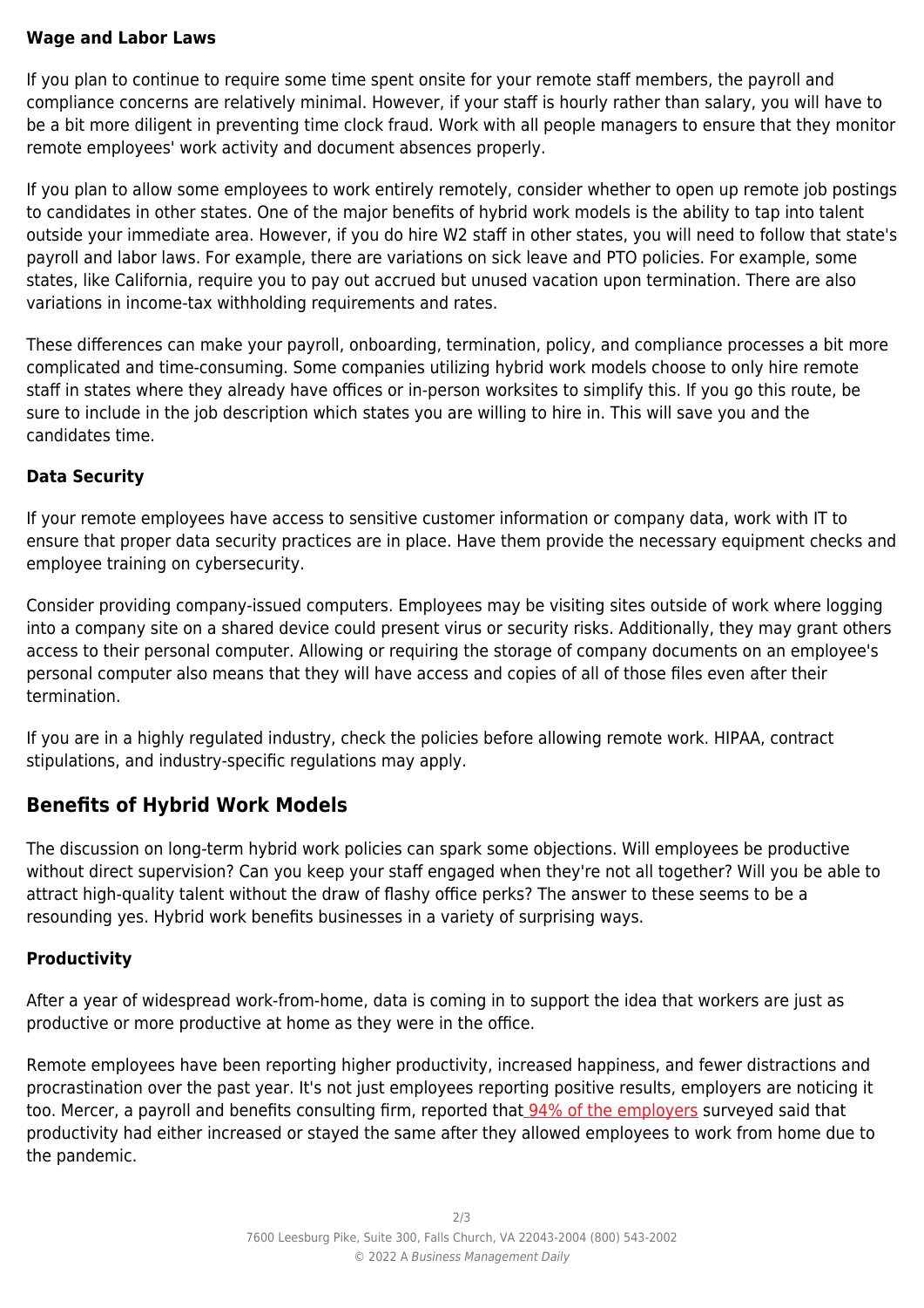### Wage and Labor Laws

If you plan to continue to require some time spent onsite for your remote staff members, the payroll and compliance concerns are relatively minimal. However, if your staff is hourly rather than salary, you will have to be a bit more diligent in preventing time clock fraud. Work with all people managers to ensure that they monitor remote employees' work activity and document absences properly.

If you plan to allow some employees to work entirely remotely, consider whether to open up remote job postings to candidates in other states. One of the major benefits of hybrid work models is the ability to tap into talent outside your immediate area. However, if you do hire W2 staff in other states, you will need to follow that state's payroll and labor laws. For example, there are variations on sick leave and PTO policies. For example, some states, like California, require you to pay out accrued but unused vacation upon termination. There are also variations in income-tax withholding requirements and rates.

These differences can make your payroll, onboarding, termination, policy, and compliance processes a bit more complicated and time-consuming. Some companies utilizing hybrid work models choose to only hire remote staff in states where they already have offices or in-person worksites to simplify this. If you go this route, be sure to include in the job description which states you are willing to hire in. This will save you and the candidates time.

### Data Security

If your remote employees have access to sensitive customer information or company data, work with IT to ensure that proper data security practices are in place. Have them provide the necessary equipment checks and employee training on cybersecurity.

Consider providing company-issued computers. Employees may be visiting sites outside of work where logging into a company site on a shared device could present virus or security risks. Additionally, they may grant others access to their personal computer. Allowing or requiring the storage of company documents on an employee's personal computer also means that they will have access and copies of all of those files even after their termination.

If you are in a highly regulated industry, check the policies before allowing remote work. HIPAA, contract stipulations, and industry-specific regulations may apply.

## Benefits of Hybrid Work Models

The discussion on long-term hybrid work policies can spark some objections. Will employees be productive without direct supervision? Can you keep your staff engaged when they're not all together? Will you be able to attract high-quality talent without the draw of flashy office perks? The answer to these seems to be a resounding yes. Hybrid work benefits businesses in a variety of surprising ways.

### Productivity

After a year of widespread work-from-home, data is coming in to support the idea that workers are just as productive or more productive at home as they were in the office.

Remote employees have been reporting higher productivity, increased happiness, and fewer distractions and procrastination over the past year. It's not just employees reporting positive results, employers are noticing it too. Mercer, a payroll and benefits consulting firm, reported that 94% of the employers surveyed said that productivity had either increased or stayed the same after they allowed employees to work from home due to the pandemic.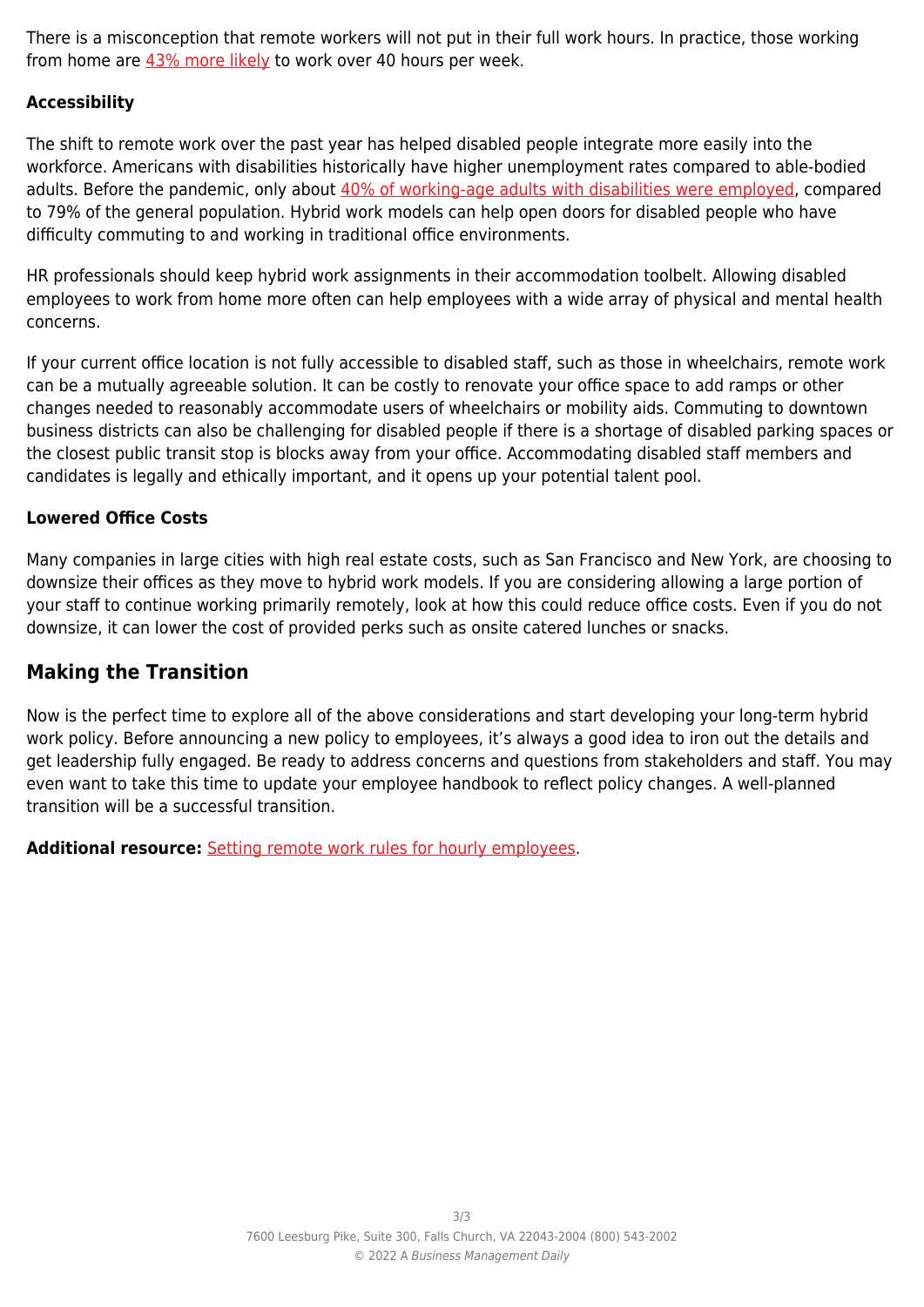There is a misconception that remote workers will not put in their full work hours. In practice, those working from home are 43% more likely to work over 40 hours per week.

**Accessibility**

The shift to remote work over the past year has helped disabled people integrate more easily into the workforce. Americans with disabilities historically have higher unemployment rates compared to able-bodied adults. Before the pandemic, only about 40% of working-age adults with disabilities were employed, compared to 79% of the general population. Hybrid work models can help open doors for disabled people who have difficulty commuting to and working in traditional office environments.

HR professionals should keep hybrid work assignments in their accommodation toolbelt. Allowing disabled employees to work from home more often can help employees with a wide array of physical and mental health concerns.

If your current office location is not fully accessible to disabled staff, such as those in wheelchairs, remote work can be a mutually agreeable solution. It can be costly to renovate your office space to add ramps or other changes needed to reasonably accommodate users of wheelchairs or mobility aids. Commuting to downtown business districts can also be challenging for disabled people if there is a shortage of disabled parking spaces or the closest public transit stop is blocks away from your office. Accommodating disabled staff members and candidates is legally and ethically important, and it opens up your potential talent pool.

**Lowered Office Costs**

Many companies in large cities with high real estate costs, such as San Francisco and New York, are choosing to downsize their offices as they move to hybrid work models. If you are considering allowing a large portion of your staff to continue working primarily remotely, look at how this could reduce office costs. Even if you do not downsize, it can lower the cost of provided perks such as onsite catered lunches or snacks.

## Making the Transition

Now is the perfect time to explore all of the above considerations and start developing your long-term hybrid work policy. Before announcing a new policy to employees, it's always a good idea to iron out the details and get leadership fully engaged. Be ready to address concerns and questions from stakeholders and staff. You may even want to take this time to update your employee handbook to reflect policy changes. A well-planned transition will be a successful transition.

**Additional resource:** Setting remote work rules for hourly employees.